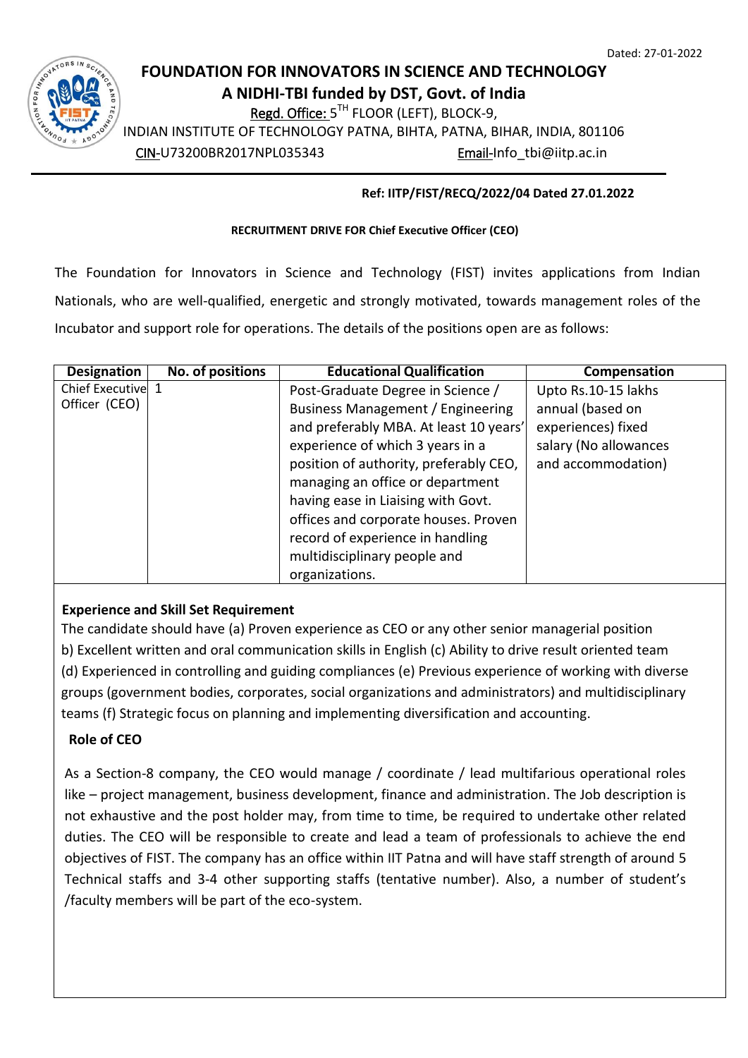Dated: 27-01-2022

# FOUNDATION FOR INNOVATORS IN SCIENCE AND TECHNOLOGY

## A NIDHI-TBI funded by DST, Govt. of India

Regd. Office: 5TH FLOOR (LEFT), BLOCK-9,
INDIAN INSTITUTE OF TECHNOLOGY PATNA, BIHTA, PATNA, BIHAR, INDIA, 801106
CIN-U73200BR2017NPL035343 Email-Info_tbi@iitp.ac.in

---

**Ref: IITP/FIST/RECQ/2022/04 Dated 27.01.2022**

**RECRUITMENT DRIVE FOR Chief Executive Officer (CEO)**

The Foundation for Innovators in Science and Technology (FIST) invites applications from Indian Nationals, who are well-qualified, energetic and strongly motivated, towards management roles of the Incubator and support role for operations. The details of the positions open are as follows:

| Designation | No. of positions | Educational Qualification | Compensation |
|---|---|---|---|
| Chief Executive Officer (CEO) | 1 | Post-Graduate Degree in Science / Business Management / Engineering and preferably MBA. At least 10 years' experience of which 3 years in a position of authority, preferably CEO, managing an office or department having ease in Liaising with Govt. offices and corporate houses. Proven record of experience in handling multidisciplinary people and organizations. | Upto Rs.10-15 lakhs annual (based on experiences) fixed salary (No allowances and accommodation) |

**Experience and Skill Set Requirement**

The candidate should have (a) Proven experience as CEO or any other senior managerial position b) Excellent written and oral communication skills in English (c) Ability to drive result oriented team (d) Experienced in controlling and guiding compliances (e) Previous experience of working with diverse groups (government bodies, corporates, social organizations and administrators) and multidisciplinary teams (f) Strategic focus on planning and implementing diversification and accounting.

**Role of CEO**

As a Section-8 company, the CEO would manage / coordinate / lead multifarious operational roles like – project management, business development, finance and administration. The Job description is not exhaustive and the post holder may, from time to time, be required to undertake other related duties. The CEO will be responsible to create and lead a team of professionals to achieve the end objectives of FIST. The company has an office within IIT Patna and will have staff strength of around 5 Technical staffs and 3-4 other supporting staffs (tentative number). Also, a number of student's /faculty members will be part of the eco-system.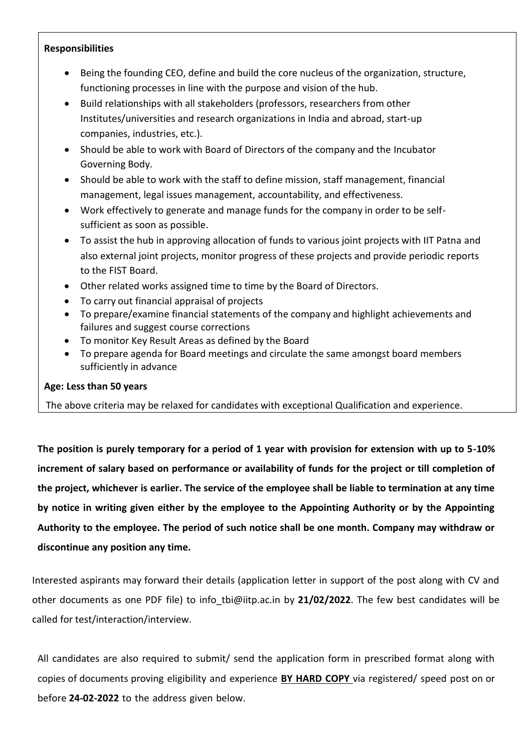**Responsibilities**

- Being the founding CEO, define and build the core nucleus of the organization, structure, functioning processes in line with the purpose and vision of the hub.
- Build relationships with all stakeholders (professors, researchers from other Institutes/universities and research organizations in India and abroad, start-up companies, industries, etc.).
- Should be able to work with Board of Directors of the company and the Incubator Governing Body.
- Should be able to work with the staff to define mission, staff management, financial management, legal issues management, accountability, and effectiveness.
- Work effectively to generate and manage funds for the company in order to be self-sufficient as soon as possible.
- To assist the hub in approving allocation of funds to various joint projects with IIT Patna and also external joint projects, monitor progress of these projects and provide periodic reports to the FIST Board.
- Other related works assigned time to time by the Board of Directors.
- To carry out financial appraisal of projects
- To prepare/examine financial statements of the company and highlight achievements and failures and suggest course corrections
- To monitor Key Result Areas as defined by the Board
- To prepare agenda for Board meetings and circulate the same amongst board members sufficiently in advance

**Age: Less than 50 years**

The above criteria may be relaxed for candidates with exceptional Qualification and experience.

**The position is purely temporary for a period of 1 year with provision for extension with up to 5-10% increment of salary based on performance or availability of funds for the project or till completion of the project, whichever is earlier. The service of the employee shall be liable to termination at any time by notice in writing given either by the employee to the Appointing Authority or by the Appointing Authority to the employee. The period of such notice shall be one month. Company may withdraw or discontinue any position any time.**

Interested aspirants may forward their details (application letter in support of the post along with CV and other documents as one PDF file) to info_tbi@iitp.ac.in by **21/02/2022**. The few best candidates will be called for test/interaction/interview.

All candidates are also required to submit/ send the application form in prescribed format along with copies of documents proving eligibility and experience **BY HARD COPY** via registered/ speed post on or before **24-02-2022** to the address given below.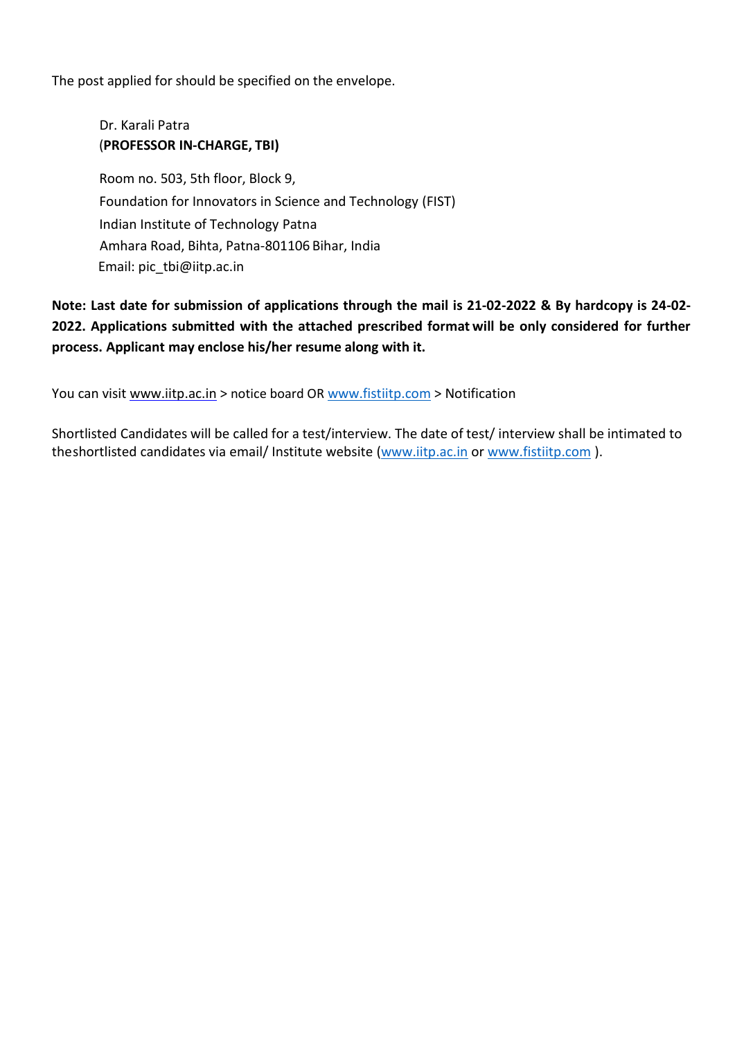The post applied for should be specified on the envelope.

Dr. Karali Patra  
(**PROFESSOR IN-CHARGE, TBI)**

Room no. 503, 5th floor, Block 9,  
Foundation for Innovators in Science and Technology (FIST)  
Indian Institute of Technology Patna  
Amhara Road, Bihta, Patna-801106 Bihar, India  
Email: pic_tbi@iitp.ac.in

**Note: Last date for submission of applications through the mail is 21-02-2022 & By hardcopy is 24-02-2022. Applications submitted with the attached prescribed format will be only considered for further process. Applicant may enclose his/her resume along with it.**

You can visit www.iitp.ac.in > notice board OR www.fistiitp.com > Notification

Shortlisted Candidates will be called for a test/interview. The date of test/ interview shall be intimated to theshortlisted candidates via email/ Institute website (www.iitp.ac.in or www.fistiitp.com ).